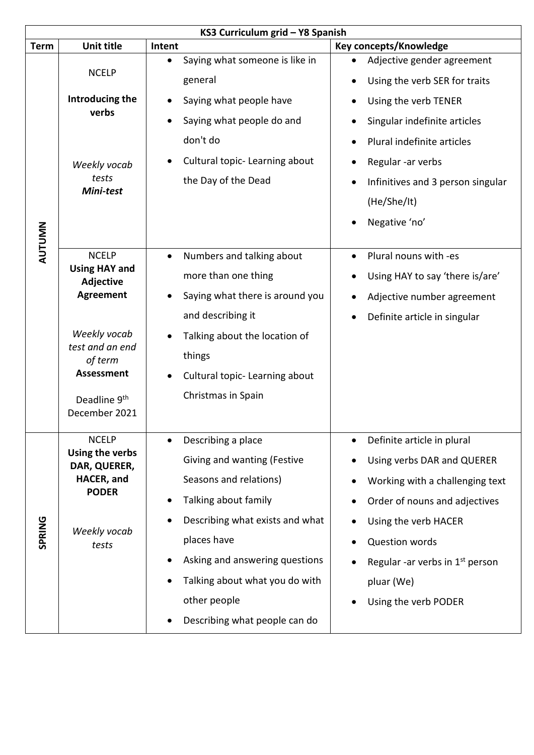| KS3 Curriculum grid – Y8 Spanish | | | |
|---|---|---|---|
| **Term** | **Unit title** | **Intent** | **Key concepts/Knowledge** |
| **AUTUMN** | NCELP<br><br>**Introducing the verbs**<br><br>*Weekly vocab tests*<br>***Mini-test*** | • Saying what someone is like in general<br>• Saying what people have<br>• Saying what people do and don't do<br>• Cultural topic- Learning about the Day of the Dead | • Adjective gender agreement<br>• Using the verb SER for traits<br>• Using the verb TENER<br>• Singular indefinite articles<br>• Plural indefinite articles<br>• Regular -ar verbs<br>• Infinitives and 3 person singular (He/She/It)<br>• Negative 'no' |
| | NCELP<br>**Using HAY and Adjective Agreement**<br><br>*Weekly vocab test and an end of term* **Assessment**<br><br>Deadline 9th December 2021 | • Numbers and talking about more than one thing<br>• Saying what there is around you and describing it<br>• Talking about the location of things<br>• Cultural topic- Learning about Christmas in Spain | • Plural nouns with -es<br>• Using HAY to say 'there is/are'<br>• Adjective number agreement<br>• Definite article in singular |
| **SPRING** | NCELP<br>**Using the verbs DAR, QUERER, HACER, and PODER**<br><br>*Weekly vocab tests* | • Describing a place<br>Giving and wanting (Festive Seasons and relations)<br>• Talking about family<br>• Describing what exists and what places have<br>• Asking and answering questions<br>• Talking about what you do with other people<br>• Describing what people can do | • Definite article in plural<br>• Using verbs DAR and QUERER<br>• Working with a challenging text<br>• Order of nouns and adjectives<br>• Using the verb HACER<br>• Question words<br>• Regular -ar verbs in 1st person pluar (We)<br>• Using the verb PODER |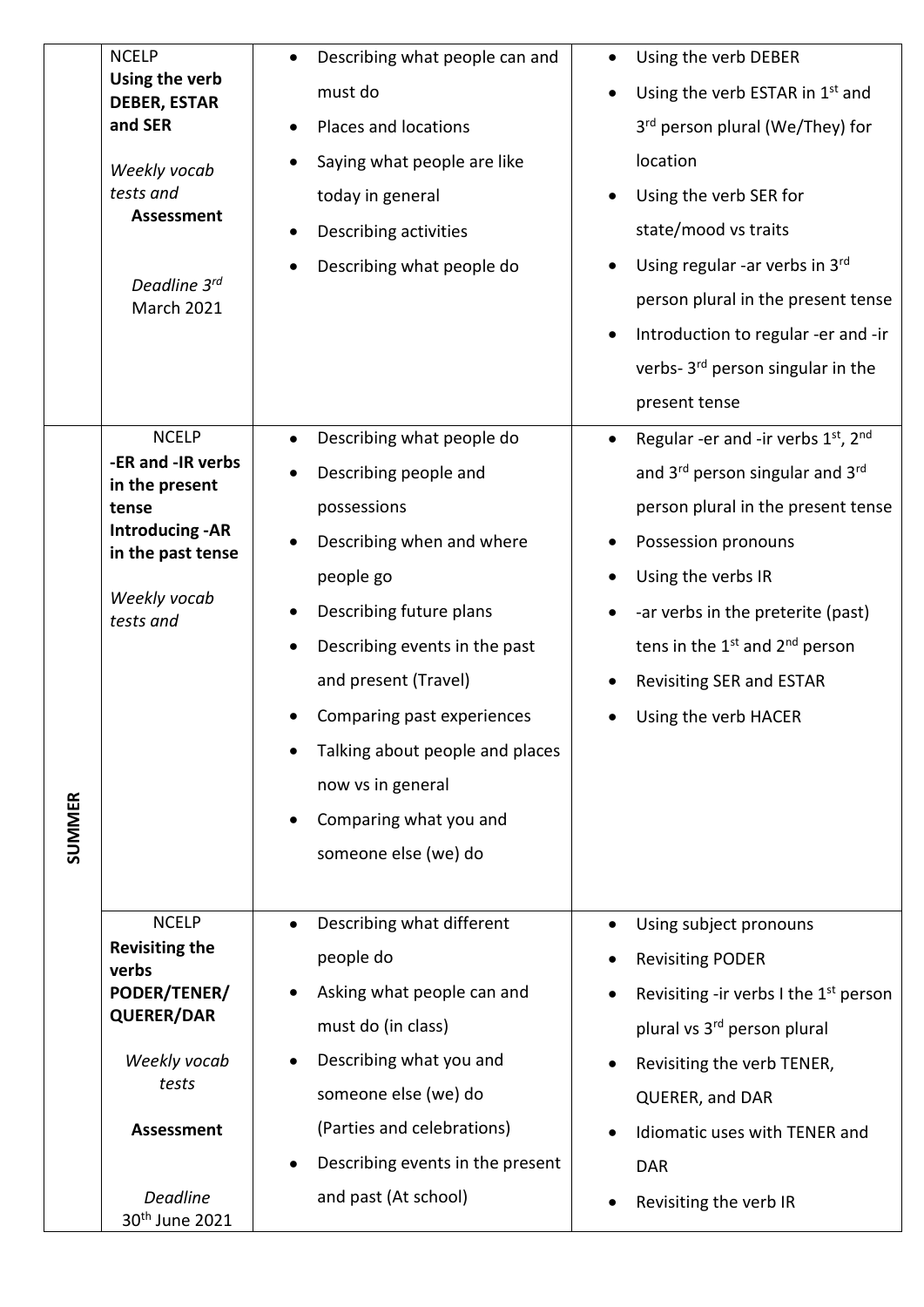| | | | |
|---|---|---|---|
| | NCELP<br>**Using the verb DEBER, ESTAR and SER**<br><br>*Weekly vocab tests and*<br>**Assessment**<br><br>*Deadline 3rd* March 2021 | • Describing what people can and must do<br>• Places and locations<br>• Saying what people are like today in general<br>• Describing activities<br>• Describing what people do | • Using the verb DEBER<br>• Using the verb ESTAR in 1st and 3rd person plural (We/They) for location<br>• Using the verb SER for state/mood vs traits<br>• Using regular -ar verbs in 3rd person plural in the present tense<br>• Introduction to regular -er and -ir verbs- 3rd person singular in the present tense |
| **SUMMER** | NCELP<br>**-ER and -IR verbs in the present tense**<br>**Introducing -AR in the past tense**<br><br>*Weekly vocab tests and* | • Describing what people do<br>• Describing people and possessions<br>• Describing when and where people go<br>• Describing future plans<br>• Describing events in the past and present (Travel)<br>• Comparing past experiences<br>• Talking about people and places now vs in general<br>• Comparing what you and someone else (we) do | • Regular -er and -ir verbs 1st, 2nd and 3rd person singular and 3rd person plural in the present tense<br>• Possession pronouns<br>• Using the verbs IR<br>• -ar verbs in the preterite (past) tens in the 1st and 2nd person<br>• Revisiting SER and ESTAR<br>• Using the verb HACER |
| | NCELP<br>**Revisiting the verbs PODER/TENER/ QUERER/DAR**<br><br>*Weekly vocab tests*<br><br>**Assessment**<br><br>*Deadline* 30th June 2021 | • Describing what different people do<br>• Asking what people can and must do (in class)<br>• Describing what you and someone else (we) do (Parties and celebrations)<br>• Describing events in the present and past (At school) | • Using subject pronouns<br>• Revisiting PODER<br>• Revisiting -ir verbs I the 1st person plural vs 3rd person plural<br>• Revisiting the verb TENER, QUERER, and DAR<br>• Idiomatic uses with TENER and DAR<br>• Revisiting the verb IR |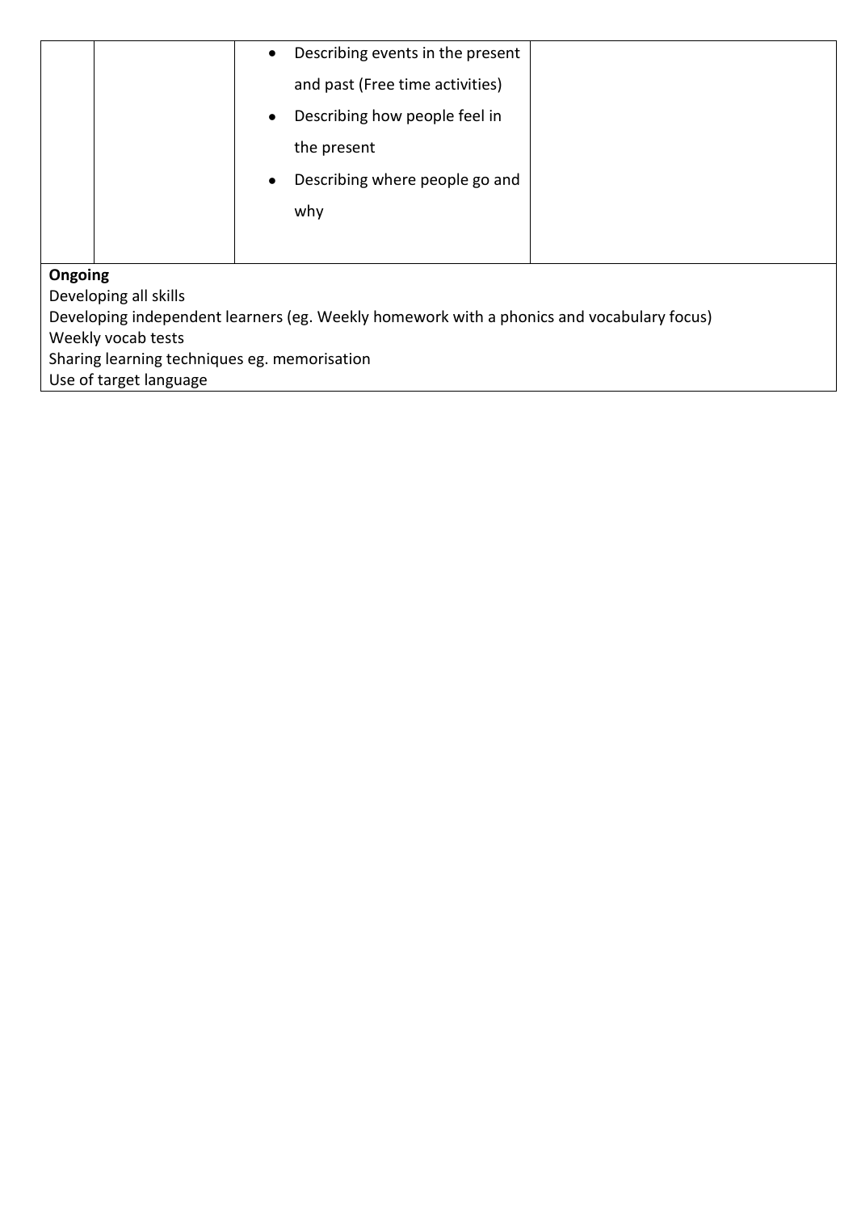| | | | |
|---|---|---|---|
| | | • Describing events in the present and past (Free time activities)<br>• Describing how people feel in the present<br>• Describing where people go and why | |

**Ongoing**
Developing all skills
Developing independent learners (eg. Weekly homework with a phonics and vocabulary focus)
Weekly vocab tests
Sharing learning techniques eg. memorisation
Use of target language